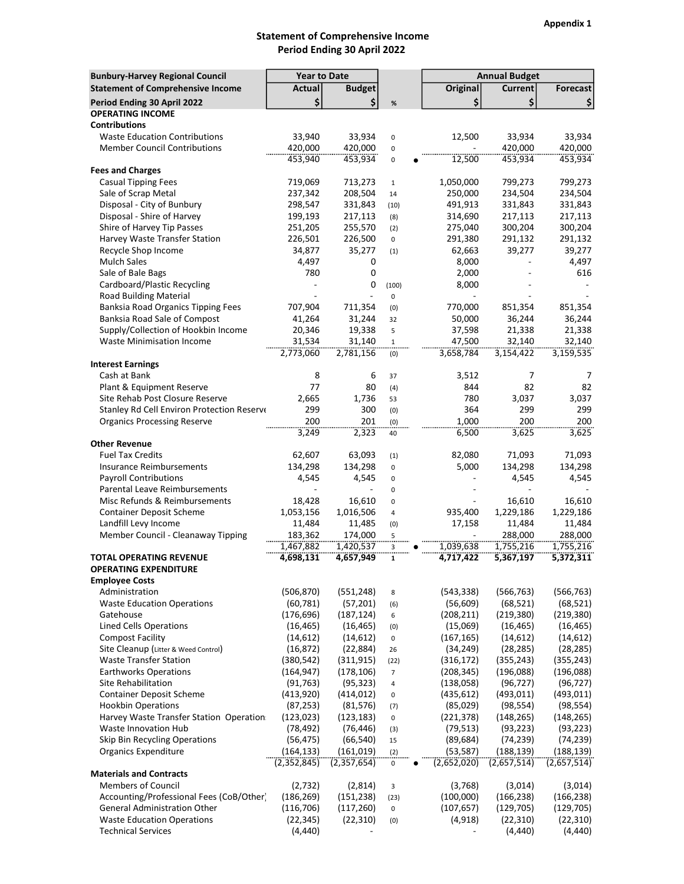Appendix 1

## Statement of Comprehensive Income
## Period Ending 30 April 2022

| Bunbury-Harvey Regional Council | Year to Date | | | Annual Budget | | |
|---|---|---|---|---|---|---|
| Statement of Comprehensive Income | Actual | Budget | | Original | Current | Forecast |
| Period Ending 30 April 2022 | $ | $ | % | $ | $ | $ |
| **OPERATING INCOME** | | | | | | |
| **Contributions** | | | | | | |
| Waste Education Contributions | 33,940 | 33,934 | 0 | 12,500 | 33,934 | 33,934 |
| Member Council Contributions | 420,000 | 420,000 | 0 | - | 420,000 | 420,000 |
| | 453,940 | 453,934 | 0 ● | 12,500 | 453,934 | 453,934 |
| **Fees and Charges** | | | | | | |
| Casual Tipping Fees | 719,069 | 713,273 | 1 | 1,050,000 | 799,273 | 799,273 |
| Sale of Scrap Metal | 237,342 | 208,504 | 14 | 250,000 | 234,504 | 234,504 |
| Disposal - City of Bunbury | 298,547 | 331,843 | (10) | 491,913 | 331,843 | 331,843 |
| Disposal - Shire of Harvey | 199,193 | 217,113 | (8) | 314,690 | 217,113 | 217,113 |
| Shire of Harvey Tip Passes | 251,205 | 255,570 | (2) | 275,040 | 300,204 | 300,204 |
| Harvey Waste Transfer Station | 226,501 | 226,500 | 0 | 291,380 | 291,132 | 291,132 |
| Recycle Shop Income | 34,877 | 35,277 | (1) | 62,663 | 39,277 | 39,277 |
| Mulch Sales | 4,497 | 0 | | 8,000 | - | 4,497 |
| Sale of Bale Bags | 780 | 0 | | 2,000 | - | 616 |
| Cardboard/Plastic Recycling | - | 0 | (100) | 8,000 | - | - |
| Road Building Material | - | - | 0 | - | - | - |
| Banksia Road Organics Tipping Fees | 707,904 | 711,354 | (0) | 770,000 | 851,354 | 851,354 |
| Banksia Road Sale of Compost | 41,264 | 31,244 | 32 | 50,000 | 36,244 | 36,244 |
| Supply/Collection of Hookbin Income | 20,346 | 19,338 | 5 | 37,598 | 21,338 | 21,338 |
| Waste Minimisation Income | 31,534 | 31,140 | 1 | 47,500 | 32,140 | 32,140 |
| | 2,773,060 | 2,781,156 | (0) | 3,658,784 | 3,154,422 | 3,159,535 |
| **Interest Earnings** | | | | | | |
| Cash at Bank | 8 | 6 | 37 | 3,512 | 7 | 7 |
| Plant & Equipment Reserve | 77 | 80 | (4) | 844 | 82 | 82 |
| Site Rehab Post Closure Reserve | 2,665 | 1,736 | 53 | 780 | 3,037 | 3,037 |
| Stanley Rd Cell Environ Protection Reserve | 299 | 300 | (0) | 364 | 299 | 299 |
| Organics Processing Reserve | 200 | 201 | (0) | 1,000 | 200 | 200 |
| | 3,249 | 2,323 | 40 | 6,500 | 3,625 | 3,625 |
| **Other Revenue** | | | | | | |
| Fuel Tax Credits | 62,607 | 63,093 | (1) | 82,080 | 71,093 | 71,093 |
| Insurance Reimbursements | 134,298 | 134,298 | 0 | 5,000 | 134,298 | 134,298 |
| Payroll Contributions | 4,545 | 4,545 | 0 | - | 4,545 | 4,545 |
| Parental Leave Reimbursements | - | - | 0 | - | - | - |
| Misc Refunds & Reimbursements | 18,428 | 16,610 | 0 | - | 16,610 | 16,610 |
| Container Deposit Scheme | 1,053,156 | 1,016,506 | 4 | 935,400 | 1,229,186 | 1,229,186 |
| Landfill Levy Income | 11,484 | 11,485 | (0) | 17,158 | 11,484 | 11,484 |
| Member Council - Cleanaway Tipping | 183,362 | 174,000 | 5 | - | 288,000 | 288,000 |
| | 1,467,882 | 1,420,537 | 3 ● | 1,039,638 | 1,755,216 | 1,755,216 |
| **TOTAL OPERATING REVENUE** | **4,698,131** | **4,657,949** | **1** | **4,717,422** | **5,367,197** | **5,372,311** |
| **OPERATING EXPENDITURE** | | | | | | |
| **Employee Costs** | | | | | | |
| Administration | (506,870) | (551,248) | 8 | (543,338) | (566,763) | (566,763) |
| Waste Education Operations | (60,781) | (57,201) | (6) | (56,609) | (68,521) | (68,521) |
| Gatehouse | (176,696) | (187,124) | 6 | (208,211) | (219,380) | (219,380) |
| Lined Cells Operations | (16,465) | (16,465) | (0) | (15,069) | (16,465) | (16,465) |
| Compost Facility | (14,612) | (14,612) | 0 | (167,165) | (14,612) | (14,612) |
| Site Cleanup (Litter & Weed Control) | (16,872) | (22,884) | 26 | (34,249) | (28,285) | (28,285) |
| Waste Transfer Station | (380,542) | (311,915) | (22) | (316,172) | (355,243) | (355,243) |
| Earthworks Operations | (164,947) | (178,106) | 7 | (208,345) | (196,088) | (196,088) |
| Site Rehabilitation | (91,763) | (95,323) | 4 | (138,058) | (96,727) | (96,727) |
| Container Deposit Scheme | (413,920) | (414,012) | 0 | (435,612) | (493,011) | (493,011) |
| Hookbin Operations | (87,253) | (81,576) | (7) | (85,029) | (98,554) | (98,554) |
| Harvey Waste Transfer Station Operations | (123,023) | (123,183) | 0 | (221,378) | (148,265) | (148,265) |
| Waste Innovation Hub | (78,492) | (76,446) | (3) | (79,513) | (93,223) | (93,223) |
| Skip Bin Recycling Operations | (56,475) | (66,540) | 15 | (89,684) | (74,239) | (74,239) |
| Organics Expenditure | (164,133) | (161,019) | (2) | (53,587) | (188,139) | (188,139) |
| | (2,352,845) | (2,357,654) | 0 ● | (2,652,020) | (2,657,514) | (2,657,514) |
| **Materials and Contracts** | | | | | | |
| Members of Council | (2,732) | (2,814) | 3 | (3,768) | (3,014) | (3,014) |
| Accounting/Professional Fees (CoB/Other) | (186,269) | (151,238) | (23) | (100,000) | (166,238) | (166,238) |
| General Administration Other | (116,706) | (117,260) | 0 | (107,657) | (129,705) | (129,705) |
| Waste Education Operations | (22,345) | (22,310) | (0) | (4,918) | (22,310) | (22,310) |
| Technical Services | (4,440) | - | | - | (4,440) | (4,440) |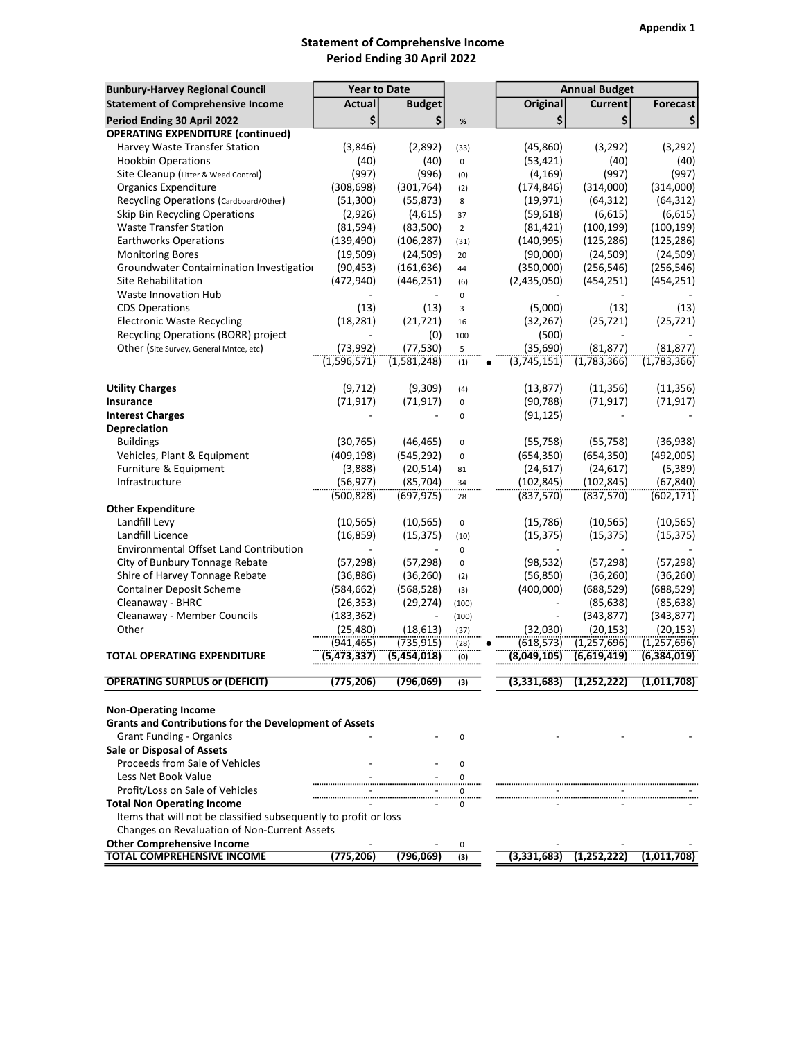**Appendix 1**

## Statement of Comprehensive Income
## Period Ending 30 April 2022

| Bunbury-Harvey Regional Council | Year to Date | | | Annual Budget | | |
|---|---|---|---|---|---|---|
| **Statement of Comprehensive Income** | **Actual** | **Budget** | | **Original** | **Current** | **Forecast** |
| **Period Ending 30 April 2022** | **$** | **$** | **%** | **$** | **$** | **$** |
| **OPERATING EXPENDITURE (continued)** | | | | | | |
| Harvey Waste Transfer Station | (3,846) | (2,892) | (33) | (45,860) | (3,292) | (3,292) |
| Hookbin Operations | (40) | (40) | 0 | (53,421) | (40) | (40) |
| Site Cleanup (Litter & Weed Control) | (997) | (996) | (0) | (4,169) | (997) | (997) |
| Organics Expenditure | (308,698) | (301,764) | (2) | (174,846) | (314,000) | (314,000) |
| Recycling Operations (Cardboard/Other) | (51,300) | (55,873) | 8 | (19,971) | (64,312) | (64,312) |
| Skip Bin Recycling Operations | (2,926) | (4,615) | 37 | (59,618) | (6,615) | (6,615) |
| Waste Transfer Station | (81,594) | (83,500) | 2 | (81,421) | (100,199) | (100,199) |
| Earthworks Operations | (139,490) | (106,287) | (31) | (140,995) | (125,286) | (125,286) |
| Monitoring Bores | (19,509) | (24,509) | 20 | (90,000) | (24,509) | (24,509) |
| Groundwater Containimation Investigatioı | (90,453) | (161,636) | 44 | (350,000) | (256,546) | (256,546) |
| Site Rehabilitation | (472,940) | (446,251) | (6) | (2,435,050) | (454,251) | (454,251) |
| Waste Innovation Hub | - | - | 0 | - | - | - |
| CDS Operations | (13) | (13) | 3 | (5,000) | (13) | (13) |
| Electronic Waste Recycling | (18,281) | (21,721) | 16 | (32,267) | (25,721) | (25,721) |
| Recycling Operations (BORR) project | - | (0) | 100 | (500) | - | - |
| Other (Site Survey, General Mntce, etc) | (73,992) | (77,530) | 5 | (35,690) | (81,877) | (81,877) |
| | (1,596,571) | (1,581,248) | (1) ● | (3,745,151) | (1,783,366) | (1,783,366) |
| **Utility Charges** | (9,712) | (9,309) | (4) | (13,877) | (11,356) | (11,356) |
| **Insurance** | (71,917) | (71,917) | 0 | (90,788) | (71,917) | (71,917) |
| **Interest Charges** | - | - | 0 | (91,125) | - | - |
| **Depreciation** | | | | | | |
| Buildings | (30,765) | (46,465) | 0 | (55,758) | (55,758) | (36,938) |
| Vehicles, Plant & Equipment | (409,198) | (545,292) | 0 | (654,350) | (654,350) | (492,005) |
| Furniture & Equipment | (3,888) | (20,514) | 81 | (24,617) | (24,617) | (5,389) |
| Infrastructure | (56,977) | (85,704) | 34 | (102,845) | (102,845) | (67,840) |
| | (500,828) | (697,975) | 28 | (837,570) | (837,570) | (602,171) |
| **Other Expenditure** | | | | | | |
| Landfill Levy | (10,565) | (10,565) | 0 | (15,786) | (10,565) | (10,565) |
| Landfill Licence | (16,859) | (15,375) | (10) | (15,375) | (15,375) | (15,375) |
| Environmental Offset Land Contribution | - | - | 0 | - | - | - |
| City of Bunbury Tonnage Rebate | (57,298) | (57,298) | 0 | (98,532) | (57,298) | (57,298) |
| Shire of Harvey Tonnage Rebate | (36,886) | (36,260) | (2) | (56,850) | (36,260) | (36,260) |
| Container Deposit Scheme | (584,662) | (568,528) | (3) | (400,000) | (688,529) | (688,529) |
| Cleanaway - BHRC | (26,353) | (29,274) | (100) | - | (85,638) | (85,638) |
| Cleanaway - Member Councils | (183,362) | - | (100) | - | (343,877) | (343,877) |
| Other | (25,480) | (18,613) | (37) | (32,030) | (20,153) | (20,153) |
| | (941,465) | (735,915) | (28) ● | (618,573) | (1,257,696) | (1,257,696) |
| **TOTAL OPERATING EXPENDITURE** | **(5,473,337)** | **(5,454,018)** | **(0)** | **(8,049,105)** | **(6,619,419)** | **(6,384,019)** |
| **OPERATING SURPLUS or (DEFICIT)** | **(775,206)** | **(796,069)** | **(3)** | **(3,331,683)** | **(1,252,222)** | **(1,011,708)** |
| **Non-Operating Income** | | | | | | |
| **Grants and Contributions for the Development of Assets** | | | | | | |
| Grant Funding - Organics | - | - | 0 | - | - | - |
| **Sale or Disposal of Assets** | | | | | | |
| Proceeds from Sale of Vehicles | - | - | 0 | | | |
| Less Net Book Value | - | - | 0 | | | |
| Profit/Loss on Sale of Vehicles | - | - | 0 | - | - | - |
| **Total Non Operating Income** | - | - | 0 | - | - | - |
| Items that will not be classified subsequently to profit or loss | | | | | | |
| Changes on Revaluation of Non-Current Assets | | | | | | |
| **Other Comprehensive Income** | - | - | 0 | - | - | - |
| **TOTAL COMPREHENSIVE INCOME** | **(775,206)** | **(796,069)** | **(3)** | **(3,331,683)** | **(1,252,222)** | **(1,011,708)** |